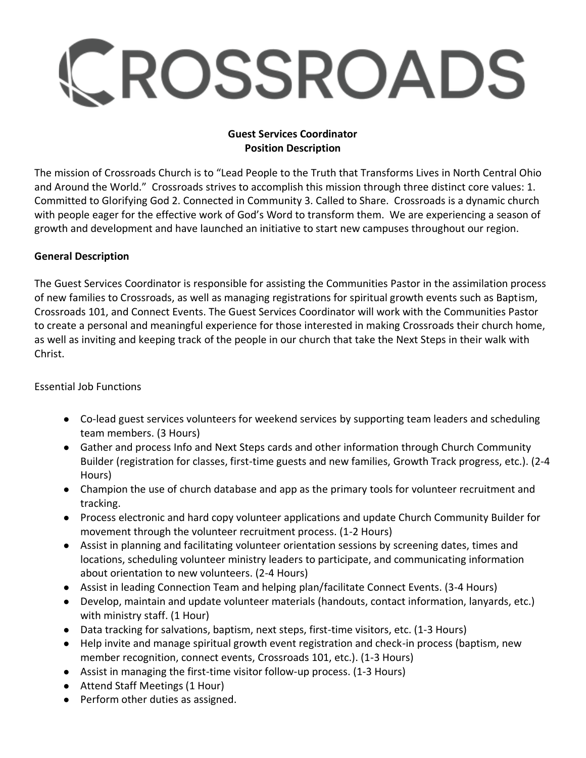# CROSSROADS

**Guest Services Coordinator**
**Position Description**

The mission of Crossroads Church is to "Lead People to the Truth that Transforms Lives in North Central Ohio and Around the World." Crossroads strives to accomplish this mission through three distinct core values: 1. Committed to Glorifying God 2. Connected in Community 3. Called to Share. Crossroads is a dynamic church with people eager for the effective work of God's Word to transform them. We are experiencing a season of growth and development and have launched an initiative to start new campuses throughout our region.

**General Description**

The Guest Services Coordinator is responsible for assisting the Communities Pastor in the assimilation process of new families to Crossroads, as well as managing registrations for spiritual growth events such as Baptism, Crossroads 101, and Connect Events. The Guest Services Coordinator will work with the Communities Pastor to create a personal and meaningful experience for those interested in making Crossroads their church home, as well as inviting and keeping track of the people in our church that take the Next Steps in their walk with Christ.

Essential Job Functions

- Co-lead guest services volunteers for weekend services by supporting team leaders and scheduling team members. (3 Hours)
- Gather and process Info and Next Steps cards and other information through Church Community Builder (registration for classes, first-time guests and new families, Growth Track progress, etc.). (2-4 Hours)
- Champion the use of church database and app as the primary tools for volunteer recruitment and tracking.
- Process electronic and hard copy volunteer applications and update Church Community Builder for movement through the volunteer recruitment process. (1-2 Hours)
- Assist in planning and facilitating volunteer orientation sessions by screening dates, times and locations, scheduling volunteer ministry leaders to participate, and communicating information about orientation to new volunteers. (2-4 Hours)
- Assist in leading Connection Team and helping plan/facilitate Connect Events. (3-4 Hours)
- Develop, maintain and update volunteer materials (handouts, contact information, lanyards, etc.) with ministry staff. (1 Hour)
- Data tracking for salvations, baptism, next steps, first-time visitors, etc. (1-3 Hours)
- Help invite and manage spiritual growth event registration and check-in process (baptism, new member recognition, connect events, Crossroads 101, etc.). (1-3 Hours)
- Assist in managing the first-time visitor follow-up process. (1-3 Hours)
- Attend Staff Meetings (1 Hour)
- Perform other duties as assigned.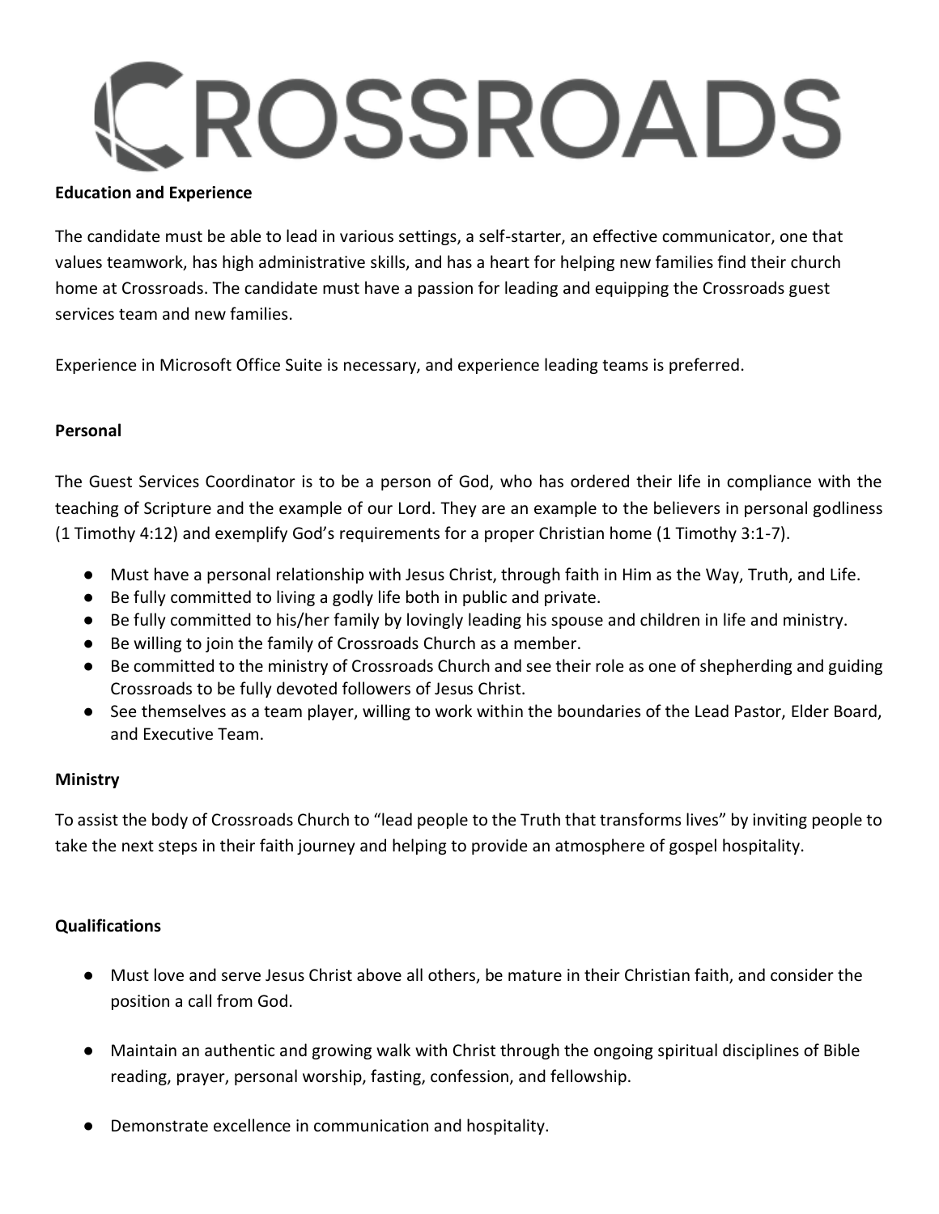# CROSSROADS

**Education and Experience**

The candidate must be able to lead in various settings, a self-starter, an effective communicator, one that values teamwork, has high administrative skills, and has a heart for helping new families find their church home at Crossroads. The candidate must have a passion for leading and equipping the Crossroads guest services team and new families.

Experience in Microsoft Office Suite is necessary, and experience leading teams is preferred.

**Personal**

The Guest Services Coordinator is to be a person of God, who has ordered their life in compliance with the teaching of Scripture and the example of our Lord. They are an example to the believers in personal godliness (1 Timothy 4:12) and exemplify God's requirements for a proper Christian home (1 Timothy 3:1-7).

- Must have a personal relationship with Jesus Christ, through faith in Him as the Way, Truth, and Life.
- Be fully committed to living a godly life both in public and private.
- Be fully committed to his/her family by lovingly leading his spouse and children in life and ministry.
- Be willing to join the family of Crossroads Church as a member.
- Be committed to the ministry of Crossroads Church and see their role as one of shepherding and guiding Crossroads to be fully devoted followers of Jesus Christ.
- See themselves as a team player, willing to work within the boundaries of the Lead Pastor, Elder Board, and Executive Team.

**Ministry**

To assist the body of Crossroads Church to "lead people to the Truth that transforms lives" by inviting people to take the next steps in their faith journey and helping to provide an atmosphere of gospel hospitality.

**Qualifications**

- Must love and serve Jesus Christ above all others, be mature in their Christian faith, and consider the position a call from God.
- Maintain an authentic and growing walk with Christ through the ongoing spiritual disciplines of Bible reading, prayer, personal worship, fasting, confession, and fellowship.
- Demonstrate excellence in communication and hospitality.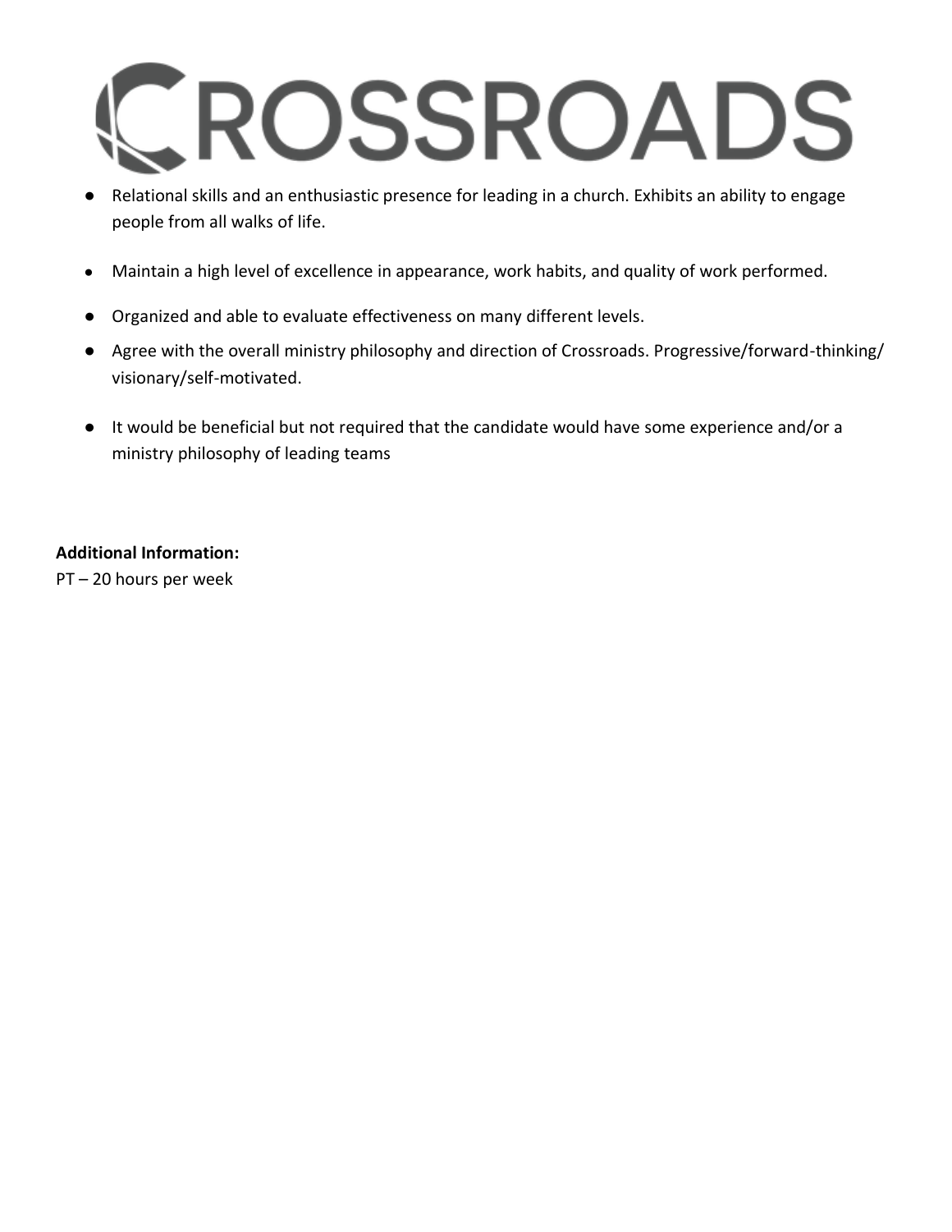# CROSSROADS

- Relational skills and an enthusiastic presence for leading in a church. Exhibits an ability to engage people from all walks of life.
- Maintain a high level of excellence in appearance, work habits, and quality of work performed.
- Organized and able to evaluate effectiveness on many different levels.
- Agree with the overall ministry philosophy and direction of Crossroads. Progressive/forward-thinking/ visionary/self-motivated.
- It would be beneficial but not required that the candidate would have some experience and/or a ministry philosophy of leading teams

**Additional Information:**
PT – 20 hours per week